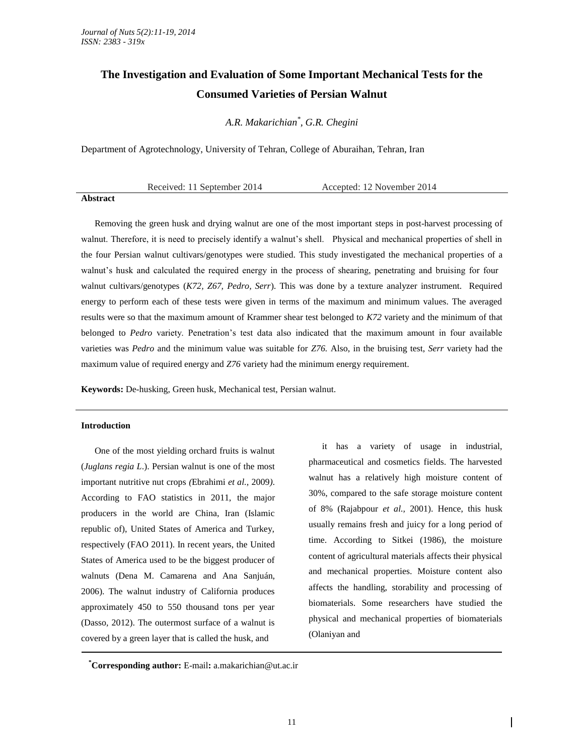# The Investigation and Evaluation of Some Important Mechanical Tests for the Consumed Varieties of Persian Walnut

*A.R. Makarichian*[*], *G.R. Chegini*

Department of Agrotechnology, University of Tehran, College of Aburaihan, Tehran, Iran

Received: 11 September 2014 Accepted: 12 November 2014

## Abstract

Removing the green husk and drying walnut are one of the most important steps in post-harvest processing of walnut. Therefore, it is need to precisely identify a walnut's shell. Physical and mechanical properties of shell in the four Persian walnut cultivars/genotypes were studied. This study investigated the mechanical properties of a walnut's husk and calculated the required energy in the process of shearing, penetrating and bruising for four walnut cultivars/genotypes (*K72, Z67, Pedro, Serr*). This was done by a texture analyzer instrument. Required energy to perform each of these tests were given in terms of the maximum and minimum values. The averaged results were so that the maximum amount of Krammer shear test belonged to *K72* variety and the minimum of that belonged to *Pedro* variety. Penetration's test data also indicated that the maximum amount in four available varieties was *Pedro* and the minimum value was suitable for *Z76.* Also, in the bruising test, *Serr* variety had the maximum value of required energy and *Z76* variety had the minimum energy requirement.

**Keywords:** De-husking, Green husk, Mechanical test, Persian walnut.

## Introduction

One of the most yielding orchard fruits is walnut (*Juglans regia L*.). Persian walnut is one of the most important nutritive nut crops (Ebrahimi *et al.,* 2009). According to FAO statistics in 2011, the major producers in the world are China, Iran (Islamic republic of), United States of America and Turkey, respectively (FAO 2011). In recent years, the United States of America used to be the biggest producer of walnuts (Dena M. Camarena and Ana Sanjuán, 2006). The walnut industry of California produces approximately 450 to 550 thousand tons per year (Dasso, 2012). The outermost surface of a walnut is covered by a green layer that is called the husk, and it has a variety of usage in industrial, pharmaceutical and cosmetics fields. The harvested walnut has a relatively high moisture content of 30%, compared to the safe storage moisture content of 8% (Rajabpour *et al.,* 2001). Hence, this husk usually remains fresh and juicy for a long period of time. According to Sitkei (1986), the moisture content of agricultural materials affects their physical and mechanical properties. Moisture content also affects the handling, storability and processing of biomaterials. Some researchers have studied the physical and mechanical properties of biomaterials (Olaniyan and

[*]**Corresponding author:** E-mail**:** a.makarichian@ut.ac.ir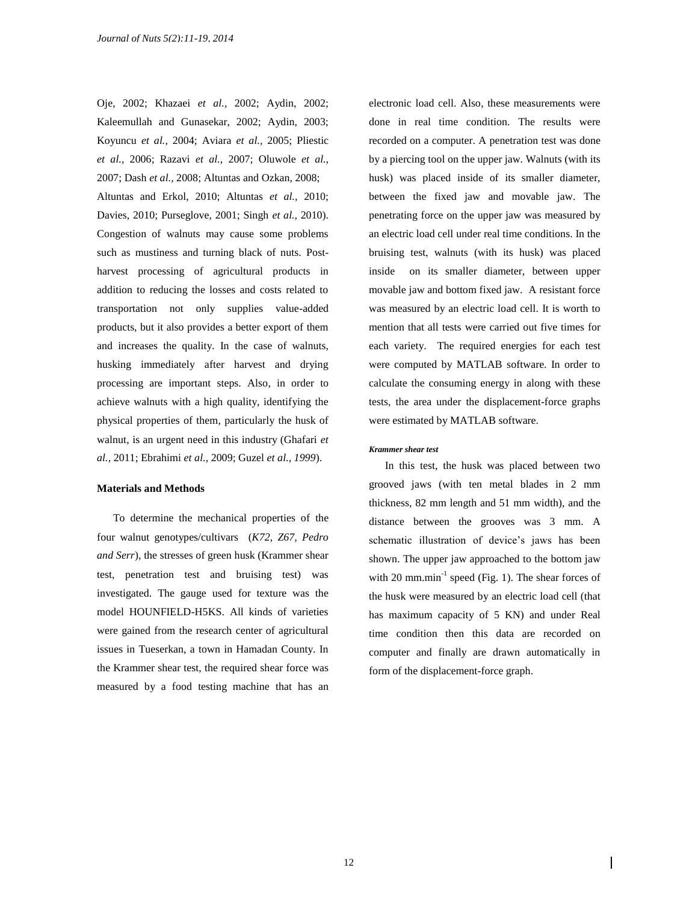Oje, 2002; Khazaei *et al.,* 2002; Aydin, 2002; Kaleemullah and Gunasekar, 2002; Aydin, 2003; Koyuncu *et al.,* 2004; Aviara *et al.,* 2005; Pliestic *et al.,* 2006; Razavi *et al.,* 2007; Oluwole *et al.,* 2007; Dash *et al.,* 2008; Altuntas and Ozkan, 2008; Altuntas and Erkol, 2010; Altuntas *et al.,* 2010; Davies, 2010; Purseglove, 2001; Singh *et al.,* 2010). Congestion of walnuts may cause some problems such as mustiness and turning black of nuts. Post-harvest processing of agricultural products in addition to reducing the losses and costs related to transportation not only supplies value-added products, but it also provides a better export of them and increases the quality. In the case of walnuts, husking immediately after harvest and drying processing are important steps. Also, in order to achieve walnuts with a high quality, identifying the physical properties of them, particularly the husk of walnut, is an urgent need in this industry (Ghafari *et al.,* 2011; Ebrahimi *et al.,* 2009; Guzel *et al., 1999*).

## Materials and Methods

To determine the mechanical properties of the four walnut genotypes/cultivars (*K72, Z67, Pedro and Serr*), the stresses of green husk (Krammer shear test, penetration test and bruising test) was investigated. The gauge used for texture was the model HOUNFIELD-H5KS. All kinds of varieties were gained from the research center of agricultural issues in Tueserkan, a town in Hamadan County. In the Krammer shear test, the required shear force was measured by a food testing machine that has an electronic load cell. Also, these measurements were done in real time condition. The results were recorded on a computer. A penetration test was done by a piercing tool on the upper jaw. Walnuts (with its husk) was placed inside of its smaller diameter, between the fixed jaw and movable jaw. The penetrating force on the upper jaw was measured by an electric load cell under real time conditions. In the bruising test, walnuts (with its husk) was placed inside on its smaller diameter, between upper movable jaw and bottom fixed jaw. A resistant force was measured by an electric load cell. It is worth to mention that all tests were carried out five times for each variety. The required energies for each test were computed by MATLAB software. In order to calculate the consuming energy in along with these tests, the area under the displacement-force graphs were estimated by MATLAB software.

#### *Krammer shear test*

In this test, the husk was placed between two grooved jaws (with ten metal blades in 2 mm thickness, 82 mm length and 51 mm width), and the distance between the grooves was 3 mm. A schematic illustration of device's jaws has been shown. The upper jaw approached to the bottom jaw with 20 $mm.min^{-1}$ speed (Fig. 1). The shear forces of the husk were measured by an electric load cell (that has maximum capacity of 5 KN) and under Real time condition then this data are recorded on computer and finally are drawn automatically in form of the displacement-force graph.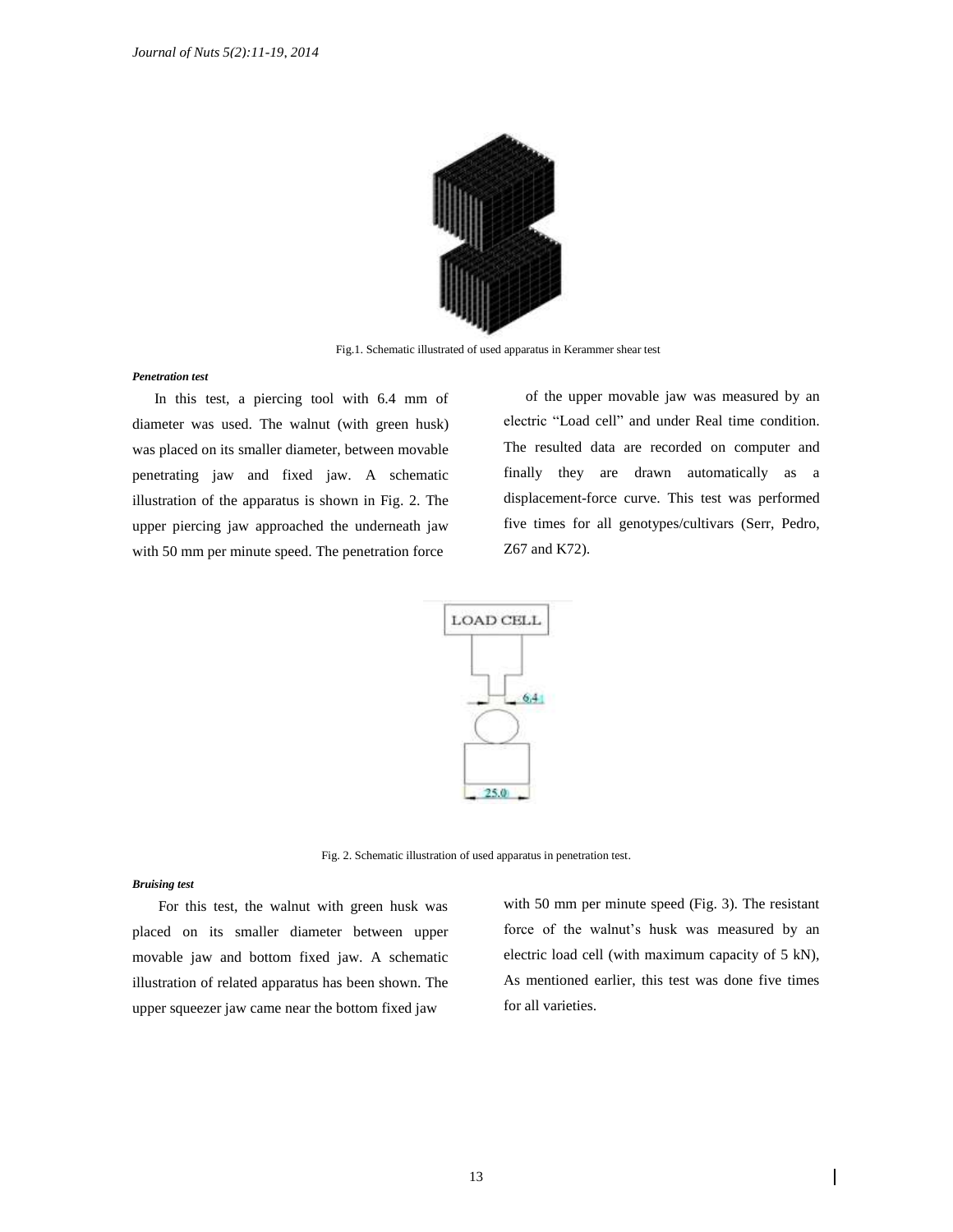Fig.1. Schematic illustrated of used apparatus in Kerammer shear test

*Penetration test*

In this test, a piercing tool with 6.4 mm of diameter was used. The walnut (with green husk) was placed on its smaller diameter, between movable penetrating jaw and fixed jaw. A schematic illustration of the apparatus is shown in Fig. 2. The upper piercing jaw approached the underneath jaw with 50 mm per minute speed. The penetration force of the upper movable jaw was measured by an electric "Load cell" and under Real time condition. The resulted data are recorded on computer and finally they are drawn automatically as a displacement-force curve. This test was performed five times for all genotypes/cultivars (Serr, Pedro, Z67 and K72).

Fig. 2. Schematic illustration of used apparatus in penetration test.

*Bruising test*

For this test, the walnut with green husk was placed on its smaller diameter between upper movable jaw and bottom fixed jaw. A schematic illustration of related apparatus has been shown. The upper squeezer jaw came near the bottom fixed jaw with 50 mm per minute speed (Fig. 3). The resistant force of the walnut's husk was measured by an electric load cell (with maximum capacity of 5 kN), As mentioned earlier, this test was done five times for all varieties.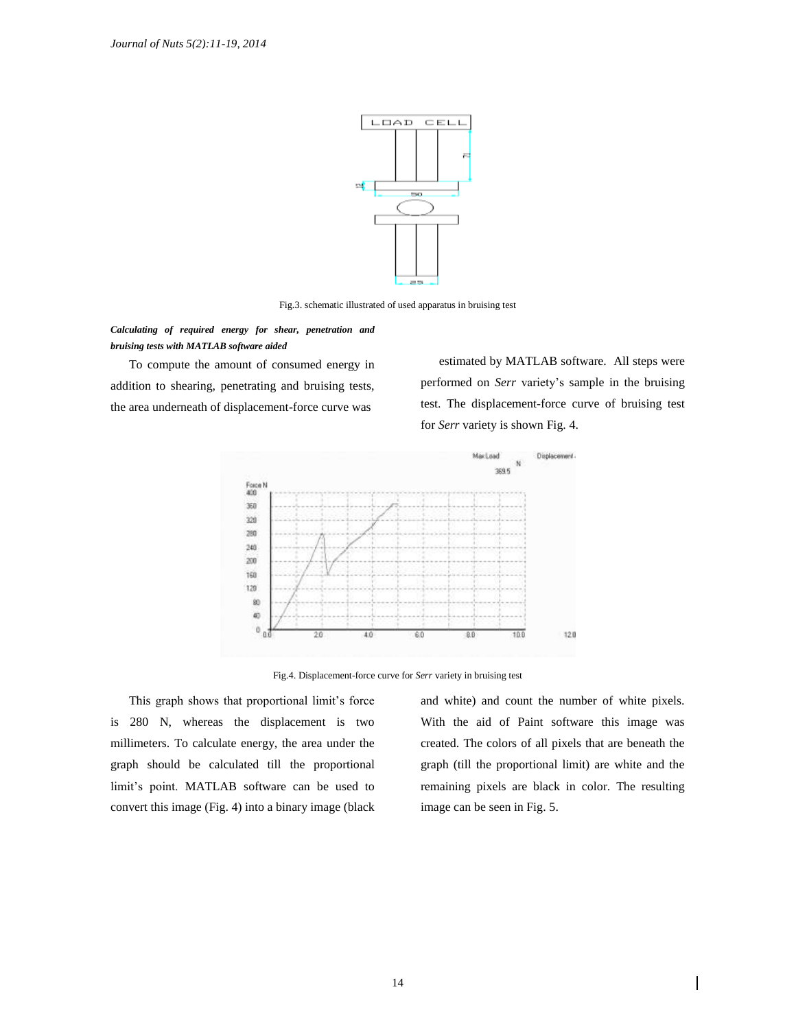Fig.3. schematic illustrated of used apparatus in bruising test

***Calculating of required energy for shear, penetration and bruising tests with MATLAB software aided***

To compute the amount of consumed energy in addition to shearing, penetrating and bruising tests, the area underneath of displacement-force curve was estimated by MATLAB software. All steps were performed on *Serr* variety's sample in the bruising test. The displacement-force curve of bruising test for *Serr* variety is shown Fig. 4.

Fig.4. Displacement-force curve for *Serr* variety in bruising test

This graph shows that proportional limit's force is 280 N, whereas the displacement is two millimeters. To calculate energy, the area under the graph should be calculated till the proportional limit's point. MATLAB software can be used to convert this image (Fig. 4) into a binary image (black and white) and count the number of white pixels. With the aid of Paint software this image was created. The colors of all pixels that are beneath the graph (till the proportional limit) are white and the remaining pixels are black in color. The resulting image can be seen in Fig. 5.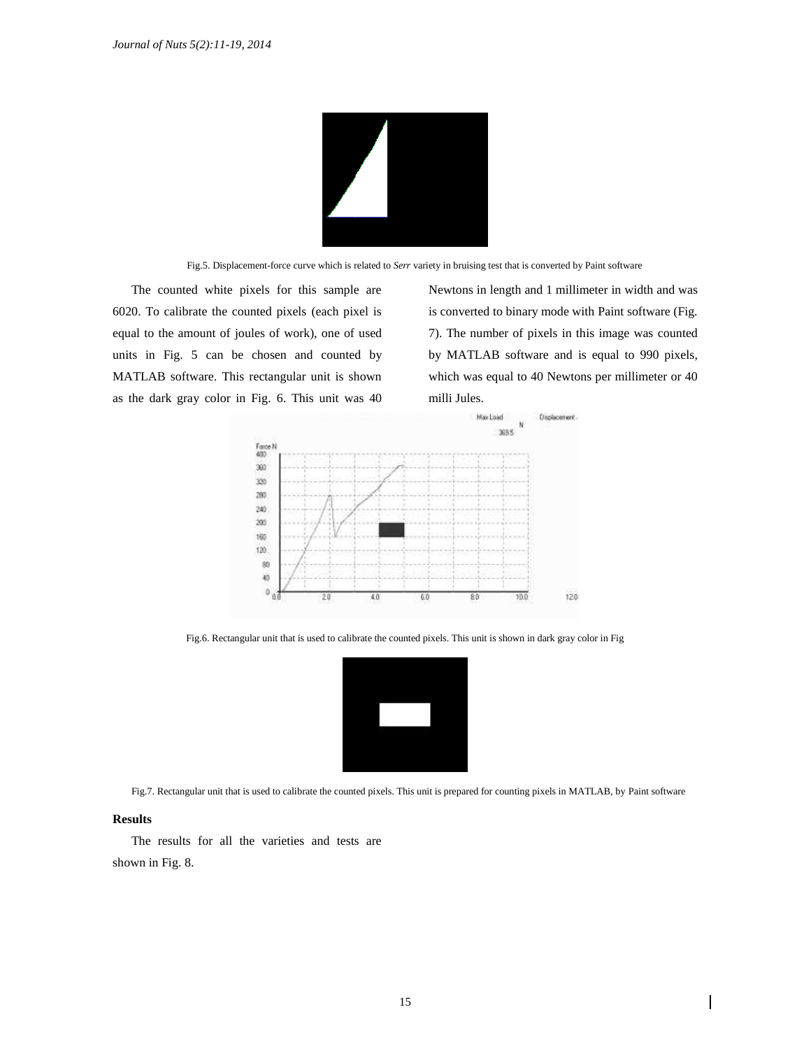Fig.5. Displacement-force curve which is related to *Serr* variety in bruising test that is converted by Paint software

The counted white pixels for this sample are 6020. To calibrate the counted pixels (each pixel is equal to the amount of joules of work), one of used units in Fig. 5 can be chosen and counted by MATLAB software. This rectangular unit is shown as the dark gray color in Fig. 6. This unit was 40 Newtons in length and 1 millimeter in width and was is converted to binary mode with Paint software (Fig. 7). The number of pixels in this image was counted by MATLAB software and is equal to 990 pixels, which was equal to 40 Newtons per millimeter or 40 milli Jules.

Fig.6. Rectangular unit that is used to calibrate the counted pixels. This unit is shown in dark gray color in Fig

Fig.7. Rectangular unit that is used to calibrate the counted pixels. This unit is prepared for counting pixels in MATLAB, by Paint software

**Results**

The results for all the varieties and tests are shown in Fig. 8.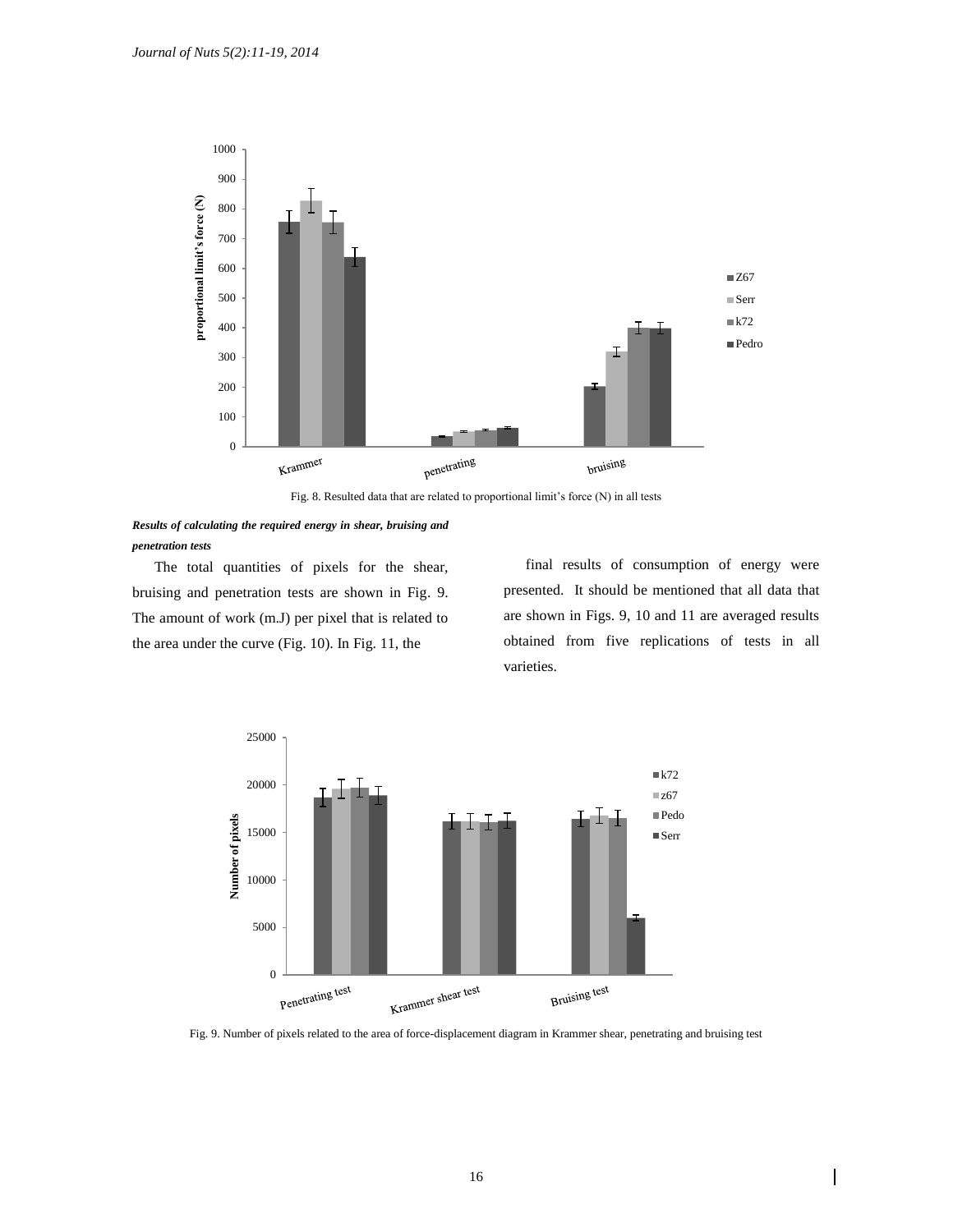Fig. 8. Resulted data that are related to proportional limit's force (N) in all tests

***Results of calculating the required energy in shear, bruising and penetration tests***

The total quantities of pixels for the shear, bruising and penetration tests are shown in Fig. 9. The amount of work (m.J) per pixel that is related to the area under the curve (Fig. 10). In Fig. 11, the final results of consumption of energy were presented. It should be mentioned that all data that are shown in Figs. 9, 10 and 11 are averaged results obtained from five replications of tests in all varieties.

Fig. 9. Number of pixels related to the area of force-displacement diagram in Krammer shear, penetrating and bruising test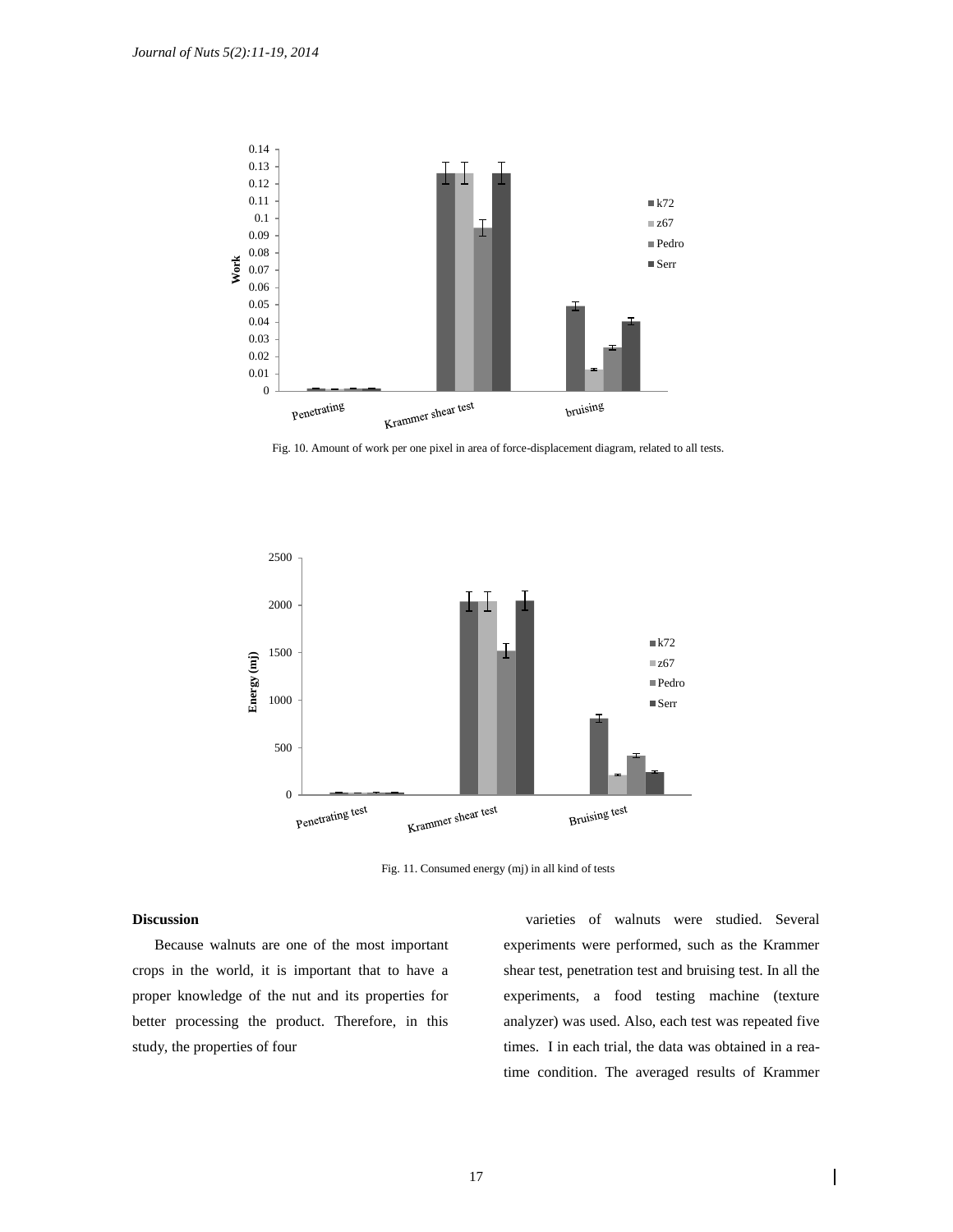Fig. 10. Amount of work per one pixel in area of force-displacement diagram, related to all tests.

Fig. 11. Consumed energy (mj) in all kind of tests

## Discussion

Because walnuts are one of the most important crops in the world, it is important that to have a proper knowledge of the nut and its properties for better processing the product. Therefore, in this study, the properties of four varieties of walnuts were studied. Several experiments were performed, such as the Krammer shear test, penetration test and bruising test. In all the experiments, a food testing machine (texture analyzer) was used. Also, each test was repeated five times. I in each trial, the data was obtained in a rea-time condition. The averaged results of Krammer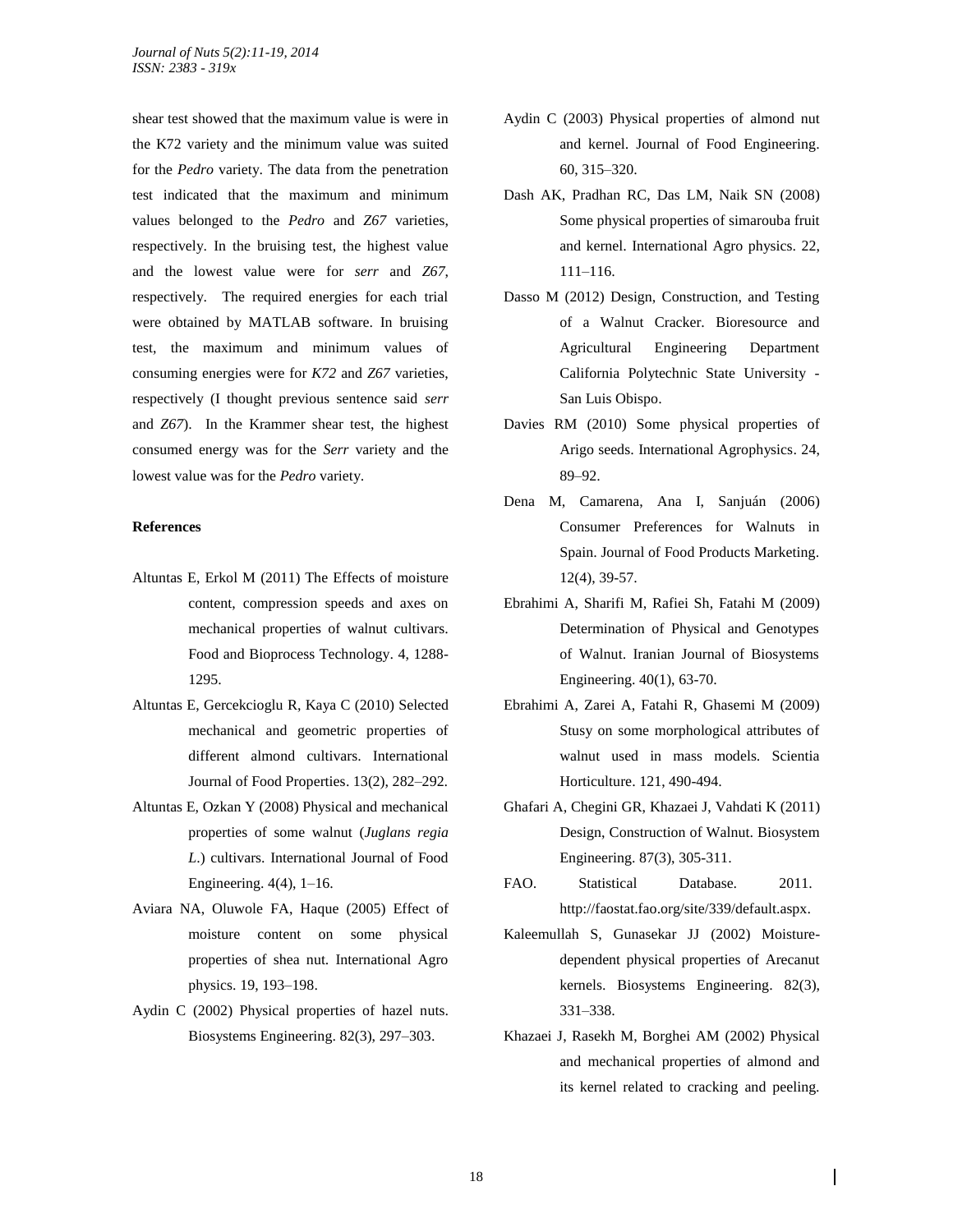shear test showed that the maximum value is were in the K72 variety and the minimum value was suited for the *Pedro* variety. The data from the penetration test indicated that the maximum and minimum values belonged to the *Pedro* and *Z67* varieties, respectively. In the bruising test, the highest value and the lowest value were for *serr* and *Z67*, respectively. The required energies for each trial were obtained by MATLAB software. In bruising test, the maximum and minimum values of consuming energies were for *K72* and *Z67* varieties, respectively (I thought previous sentence said *serr* and *Z67*). In the Krammer shear test, the highest consumed energy was for the *Serr* variety and the lowest value was for the *Pedro* variety.

**References**

Altuntas E, Erkol M (2011) The Effects of moisture content, compression speeds and axes on mechanical properties of walnut cultivars. Food and Bioprocess Technology. 4, 1288-1295.

Altuntas E, Gercekcioglu R, Kaya C (2010) Selected mechanical and geometric properties of different almond cultivars. International Journal of Food Properties. 13(2), 282–292.

Altuntas E, Ozkan Y (2008) Physical and mechanical properties of some walnut (*Juglans regia L*.) cultivars. International Journal of Food Engineering. 4(4), 1–16.

Aviara NA, Oluwole FA, Haque (2005) Effect of moisture content on some physical properties of shea nut. International Agro physics. 19, 193–198.

Aydin C (2002) Physical properties of hazel nuts. Biosystems Engineering. 82(3), 297–303.

Aydin C (2003) Physical properties of almond nut and kernel. Journal of Food Engineering. 60, 315–320.

Dash AK, Pradhan RC, Das LM, Naik SN (2008) Some physical properties of simarouba fruit and kernel. International Agro physics. 22, 111–116.

Dasso M (2012) Design, Construction, and Testing of a Walnut Cracker. Bioresource and Agricultural Engineering Department California Polytechnic State University - San Luis Obispo.

Davies RM (2010) Some physical properties of Arigo seeds. International Agrophysics. 24, 89–92.

Dena M, Camarena, Ana I, Sanjuán (2006) Consumer Preferences for Walnuts in Spain. Journal of Food Products Marketing. 12(4), 39-57.

Ebrahimi A, Sharifi M, Rafiei Sh, Fatahi M (2009) Determination of Physical and Genotypes of Walnut. Iranian Journal of Biosystems Engineering. 40(1), 63-70.

Ebrahimi A, Zarei A, Fatahi R, Ghasemi M (2009) Stusy on some morphological attributes of walnut used in mass models. Scientia Horticulture. 121, 490-494.

Ghafari A, Chegini GR, Khazaei J, Vahdati K (2011) Design, Construction of Walnut. Biosystem Engineering. 87(3), 305-311.

FAO. Statistical Database. 2011. http://faostat.fao.org/site/339/default.aspx.

Kaleemullah S, Gunasekar JJ (2002) Moisture-dependent physical properties of Arecanut kernels. Biosystems Engineering. 82(3), 331–338.

Khazaei J, Rasekh M, Borghei AM (2002) Physical and mechanical properties of almond and its kernel related to cracking and peeling.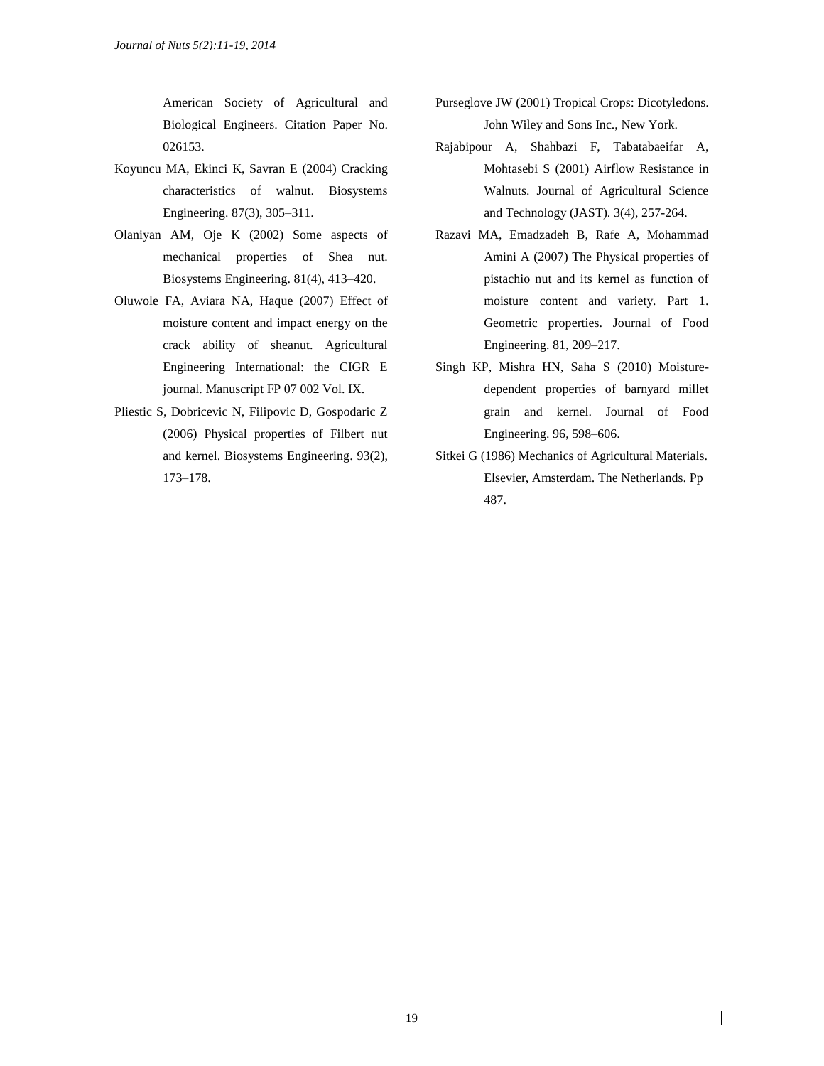American Society of Agricultural and Biological Engineers. Citation Paper No. 026153.

Koyuncu MA, Ekinci K, Savran E (2004) Cracking characteristics of walnut. Biosystems Engineering. 87(3), 305–311.

Olaniyan AM, Oje K (2002) Some aspects of mechanical properties of Shea nut. Biosystems Engineering. 81(4), 413–420.

Oluwole FA, Aviara NA, Haque (2007) Effect of moisture content and impact energy on the crack ability of sheanut. Agricultural Engineering International: the CIGR E journal. Manuscript FP 07 002 Vol. IX.

Pliestic S, Dobricevic N, Filipovic D, Gospodaric Z (2006) Physical properties of Filbert nut and kernel. Biosystems Engineering. 93(2), 173–178.

Purseglove JW (2001) Tropical Crops: Dicotyledons. John Wiley and Sons Inc., New York.

Rajabipour A, Shahbazi F, Tabatabaeifar A, Mohtasebi S (2001) Airflow Resistance in Walnuts. Journal of Agricultural Science and Technology (JAST). 3(4), 257-264.

Razavi MA, Emadzadeh B, Rafe A, Mohammad Amini A (2007) The Physical properties of pistachio nut and its kernel as function of moisture content and variety. Part 1. Geometric properties. Journal of Food Engineering. 81, 209–217.

Singh KP, Mishra HN, Saha S (2010) Moisture-dependent properties of barnyard millet grain and kernel. Journal of Food Engineering. 96, 598–606.

Sitkei G (1986) Mechanics of Agricultural Materials. Elsevier, Amsterdam. The Netherlands. Pp 487.